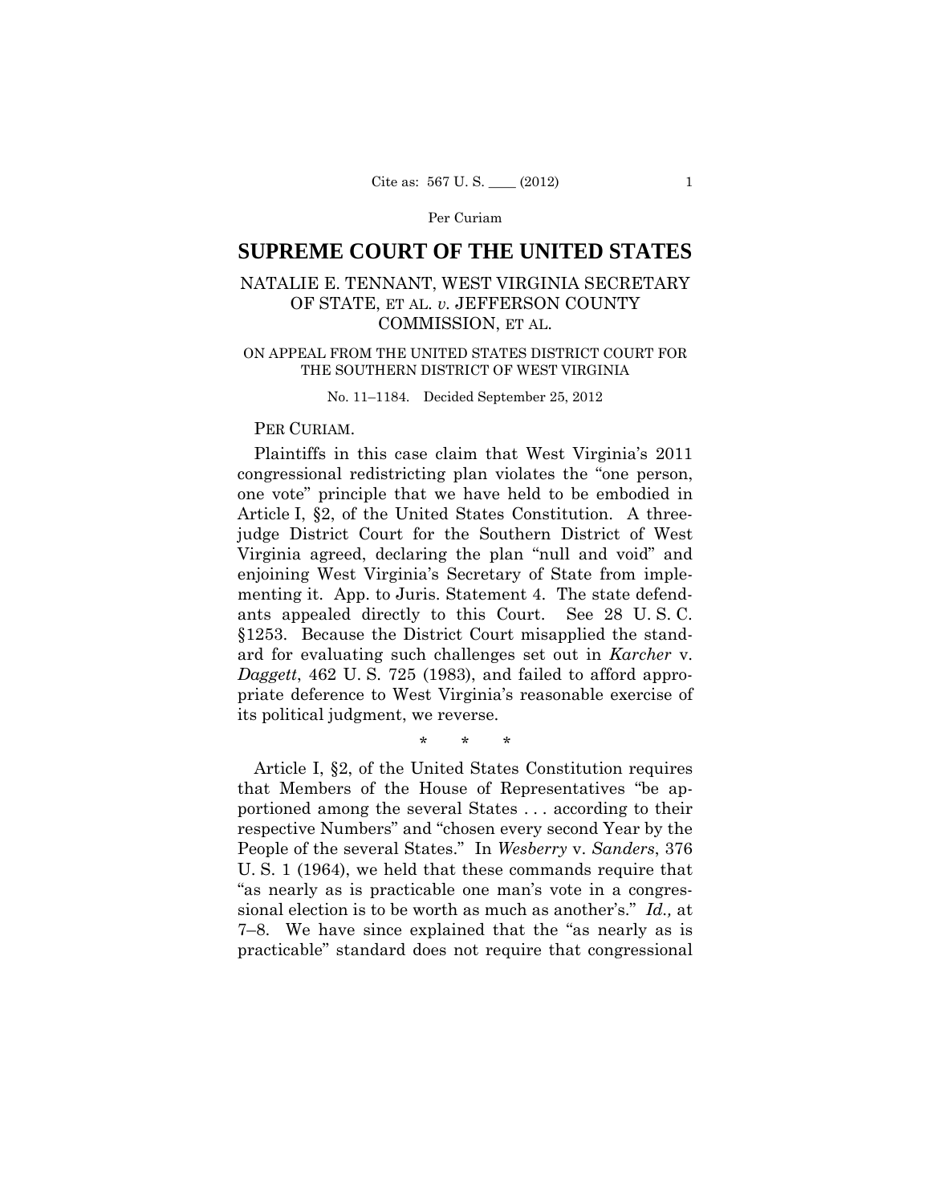Per Curiam

# SUPREME COURT OF THE UNITED STATES

## NATALIE E. TENNANT, WEST VIRGINIA SECRETARY OF STATE, ET AL. *v.* JEFFERSON COUNTY COMMISSION, ET AL.

ON APPEAL FROM THE UNITED STATES DISTRICT COURT FOR THE SOUTHERN DISTRICT OF WEST VIRGINIA

No. 11–1184. Decided September 25, 2012

PER CURIAM.

Plaintiffs in this case claim that West Virginia's 2011 congressional redistricting plan violates the "one person, one vote" principle that we have held to be embodied in Article I, §2, of the United States Constitution. A three-judge District Court for the Southern District of West Virginia agreed, declaring the plan "null and void" and enjoining West Virginia's Secretary of State from implementing it. App. to Juris. Statement 4. The state defendants appealed directly to this Court. See 28 U. S. C. §1253. Because the District Court misapplied the standard for evaluating such challenges set out in *Karcher* v. *Daggett*, 462 U. S. 725 (1983), and failed to afford appropriate deference to West Virginia's reasonable exercise of its political judgment, we reverse.

\* \* \*

Article I, §2, of the United States Constitution requires that Members of the House of Representatives "be apportioned among the several States . . . according to their respective Numbers" and "chosen every second Year by the People of the several States." In *Wesberry* v. *Sanders*, 376 U. S. 1 (1964), we held that these commands require that "as nearly as is practicable one man's vote in a congressional election is to be worth as much as another's." *Id.,* at 7–8. We have since explained that the "as nearly as is practicable" standard does not require that congressional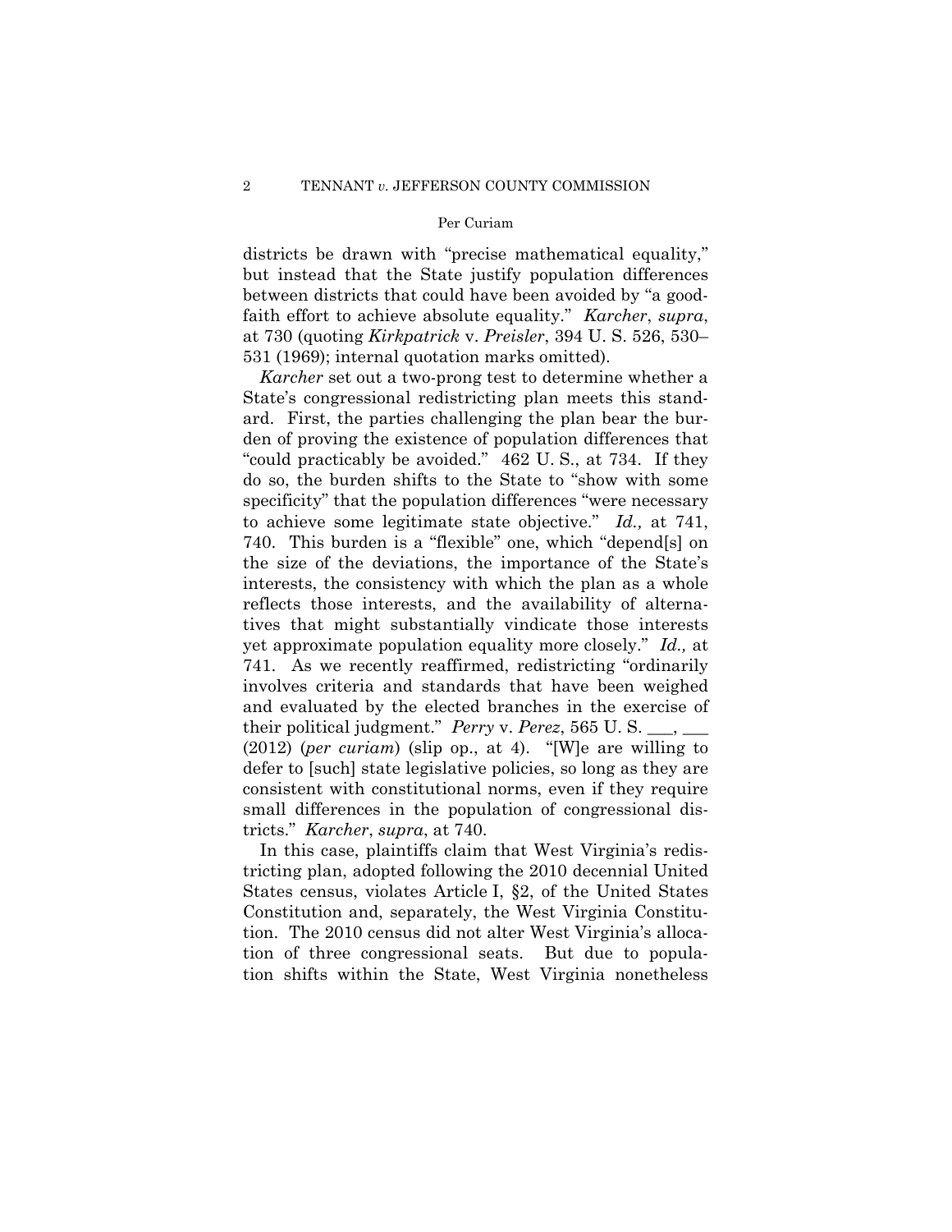districts be drawn with "precise mathematical equality," but instead that the State justify population differences between districts that could have been avoided by "a good-faith effort to achieve absolute equality." *Karcher*, *supra*, at 730 (quoting *Kirkpatrick* v. *Preisler*, 394 U. S. 526, 530–531 (1969); internal quotation marks omitted).

*Karcher* set out a two-prong test to determine whether a State's congressional redistricting plan meets this standard. First, the parties challenging the plan bear the burden of proving the existence of population differences that "could practicably be avoided." 462 U. S., at 734. If they do so, the burden shifts to the State to "show with some specificity" that the population differences "were necessary to achieve some legitimate state objective." *Id.,* at 741, 740. This burden is a "flexible" one, which "depend[s] on the size of the deviations, the importance of the State's interests, the consistency with which the plan as a whole reflects those interests, and the availability of alternatives that might substantially vindicate those interests yet approximate population equality more closely." *Id.,* at 741. As we recently reaffirmed, redistricting "ordinarily involves criteria and standards that have been weighed and evaluated by the elected branches in the exercise of their political judgment." *Perry* v. *Perez*, 565 U. S. ___, ___ (2012) (*per curiam*) (slip op., at 4). "[W]e are willing to defer to [such] state legislative policies, so long as they are consistent with constitutional norms, even if they require small differences in the population of congressional districts." *Karcher*, *supra*, at 740.

In this case, plaintiffs claim that West Virginia's redistricting plan, adopted following the 2010 decennial United States census, violates Article I, §2, of the United States Constitution and, separately, the West Virginia Constitution. The 2010 census did not alter West Virginia's allocation of three congressional seats. But due to population shifts within the State, West Virginia nonetheless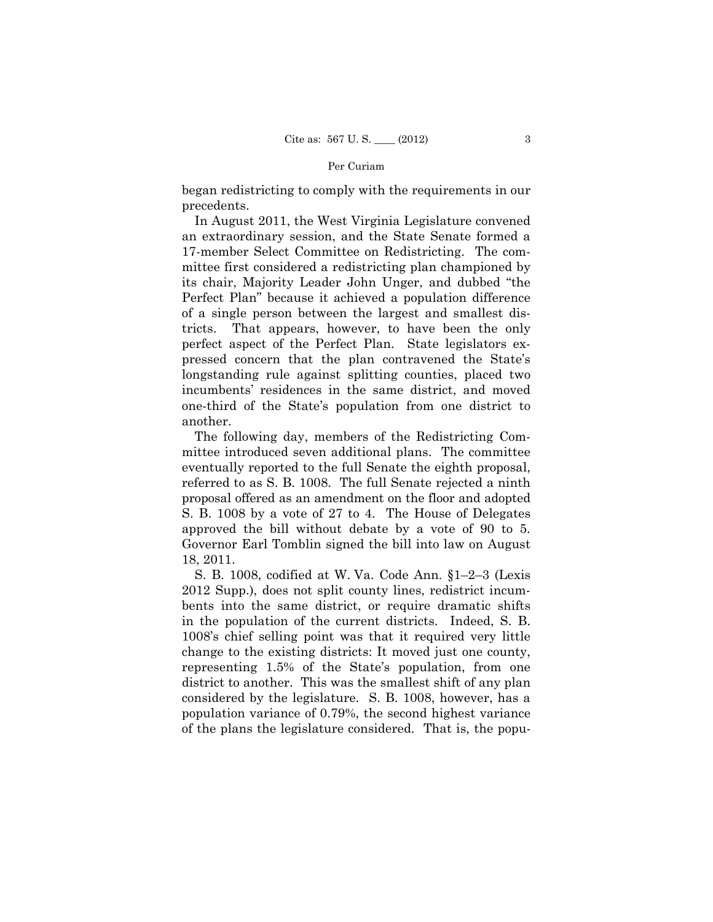began redistricting to comply with the requirements in our precedents.

In August 2011, the West Virginia Legislature convened an extraordinary session, and the State Senate formed a 17-member Select Committee on Redistricting. The committee first considered a redistricting plan championed by its chair, Majority Leader John Unger, and dubbed "the Perfect Plan" because it achieved a population difference of a single person between the largest and smallest districts. That appears, however, to have been the only perfect aspect of the Perfect Plan. State legislators expressed concern that the plan contravened the State's longstanding rule against splitting counties, placed two incumbents' residences in the same district, and moved one-third of the State's population from one district to another.

The following day, members of the Redistricting Committee introduced seven additional plans. The committee eventually reported to the full Senate the eighth proposal, referred to as S. B. 1008. The full Senate rejected a ninth proposal offered as an amendment on the floor and adopted S. B. 1008 by a vote of 27 to 4. The House of Delegates approved the bill without debate by a vote of 90 to 5. Governor Earl Tomblin signed the bill into law on August 18, 2011.

S. B. 1008, codified at W. Va. Code Ann. §1–2–3 (Lexis 2012 Supp.), does not split county lines, redistrict incumbents into the same district, or require dramatic shifts in the population of the current districts. Indeed, S. B. 1008's chief selling point was that it required very little change to the existing districts: It moved just one county, representing 1.5% of the State's population, from one district to another. This was the smallest shift of any plan considered by the legislature. S. B. 1008, however, has a population variance of 0.79%, the second highest variance of the plans the legislature considered. That is, the popu-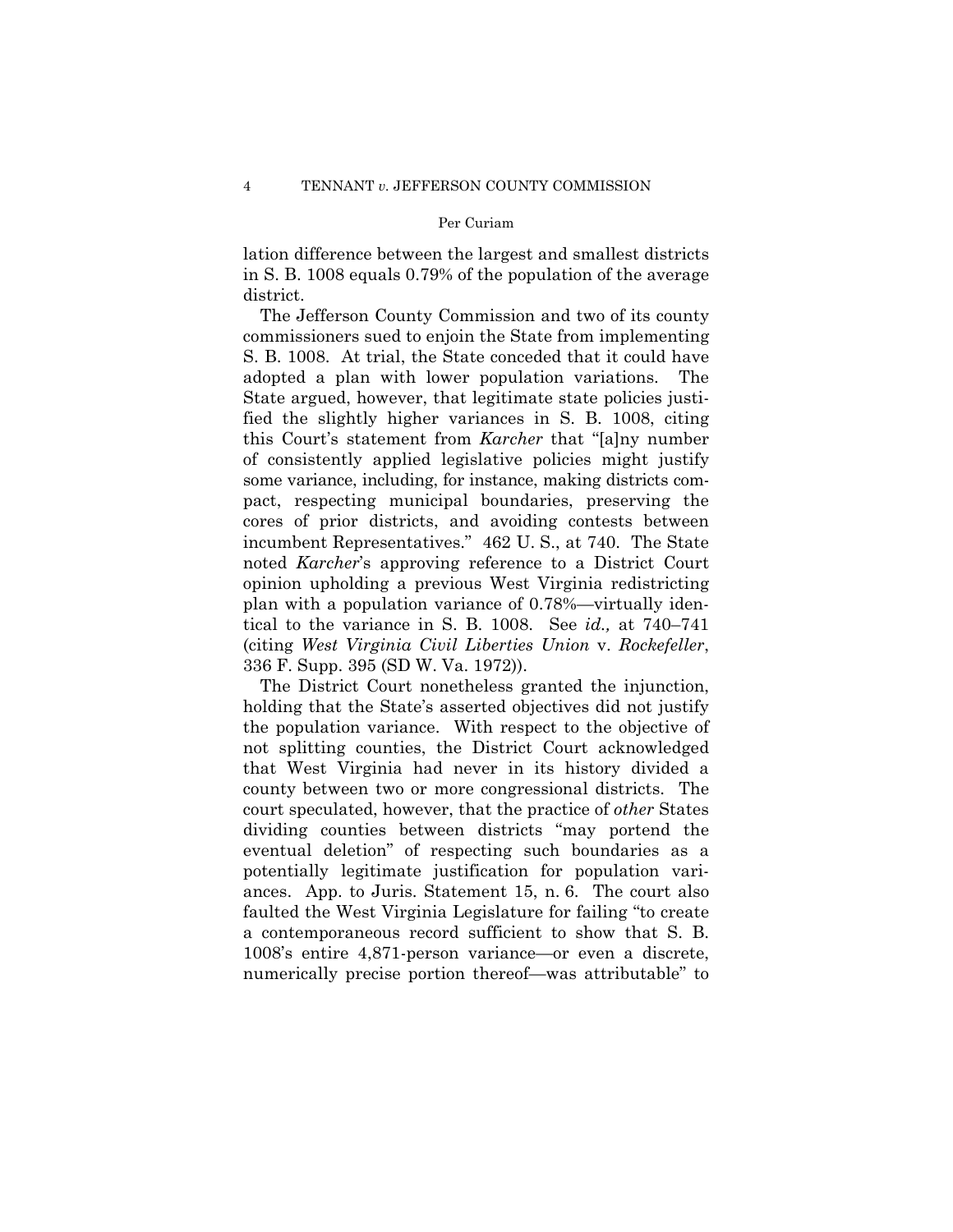lation difference between the largest and smallest districts in S. B. 1008 equals 0.79% of the population of the average district.

The Jefferson County Commission and two of its county commissioners sued to enjoin the State from implementing S. B. 1008. At trial, the State conceded that it could have adopted a plan with lower population variations. The State argued, however, that legitimate state policies justified the slightly higher variances in S. B. 1008, citing this Court's statement from *Karcher* that "[a]ny number of consistently applied legislative policies might justify some variance, including, for instance, making districts compact, respecting municipal boundaries, preserving the cores of prior districts, and avoiding contests between incumbent Representatives." 462 U. S., at 740. The State noted *Karcher*'s approving reference to a District Court opinion upholding a previous West Virginia redistricting plan with a population variance of 0.78%—virtually identical to the variance in S. B. 1008. See *id.,* at 740–741 (citing *West Virginia Civil Liberties Union* v. *Rockefeller*, 336 F. Supp. 395 (SD W. Va. 1972)).

The District Court nonetheless granted the injunction, holding that the State's asserted objectives did not justify the population variance. With respect to the objective of not splitting counties, the District Court acknowledged that West Virginia had never in its history divided a county between two or more congressional districts. The court speculated, however, that the practice of *other* States dividing counties between districts "may portend the eventual deletion" of respecting such boundaries as a potentially legitimate justification for population variances. App. to Juris. Statement 15, n. 6. The court also faulted the West Virginia Legislature for failing "to create a contemporaneous record sufficient to show that S. B. 1008's entire 4,871-person variance—or even a discrete, numerically precise portion thereof—was attributable" to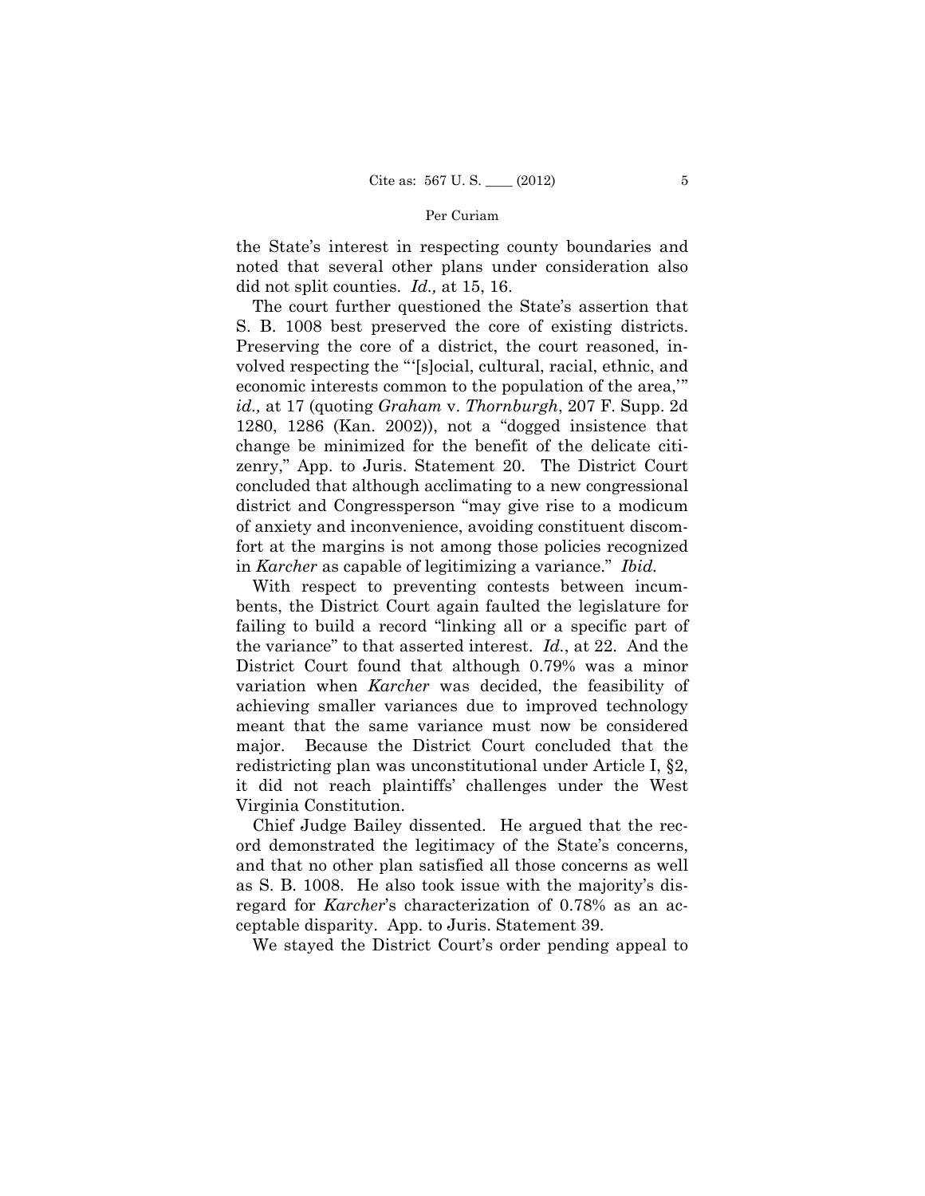the State's interest in respecting county boundaries and noted that several other plans under consideration also did not split counties. *Id.,* at 15, 16.

The court further questioned the State's assertion that S. B. 1008 best preserved the core of existing districts. Preserving the core of a district, the court reasoned, involved respecting the "'[s]ocial, cultural, racial, ethnic, and economic interests common to the population of the area,'" *id.,* at 17 (quoting *Graham* v. *Thornburgh*, 207 F. Supp. 2d 1280, 1286 (Kan. 2002)), not a "dogged insistence that change be minimized for the benefit of the delicate citizenry," App. to Juris. Statement 20. The District Court concluded that although acclimating to a new congressional district and Congressperson "may give rise to a modicum of anxiety and inconvenience, avoiding constituent discomfort at the margins is not among those policies recognized in *Karcher* as capable of legitimizing a variance." *Ibid.*

With respect to preventing contests between incumbents, the District Court again faulted the legislature for failing to build a record "linking all or a specific part of the variance" to that asserted interest. *Id.*, at 22. And the District Court found that although 0.79% was a minor variation when *Karcher* was decided, the feasibility of achieving smaller variances due to improved technology meant that the same variance must now be considered major. Because the District Court concluded that the redistricting plan was unconstitutional under Article I, §2, it did not reach plaintiffs' challenges under the West Virginia Constitution.

Chief Judge Bailey dissented. He argued that the record demonstrated the legitimacy of the State's concerns, and that no other plan satisfied all those concerns as well as S. B. 1008. He also took issue with the majority's disregard for *Karcher*'s characterization of 0.78% as an acceptable disparity. App. to Juris. Statement 39.

We stayed the District Court's order pending appeal to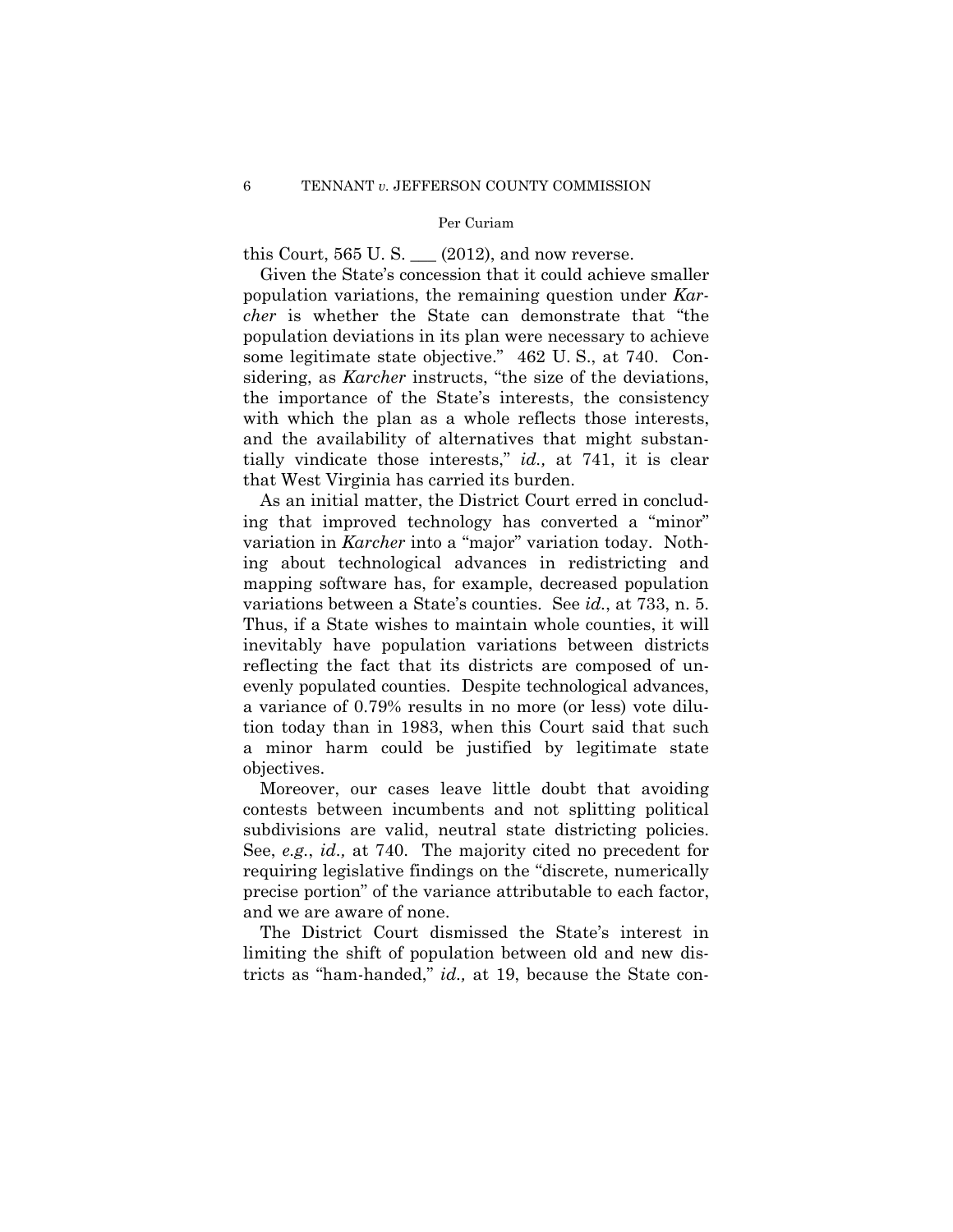this Court, 565 U. S. ___ (2012), and now reverse.

Given the State's concession that it could achieve smaller population variations, the remaining question under *Karcher* is whether the State can demonstrate that "the population deviations in its plan were necessary to achieve some legitimate state objective." 462 U. S., at 740. Considering, as *Karcher* instructs, "the size of the deviations, the importance of the State's interests, the consistency with which the plan as a whole reflects those interests, and the availability of alternatives that might substantially vindicate those interests," *id.,* at 741, it is clear that West Virginia has carried its burden.

As an initial matter, the District Court erred in concluding that improved technology has converted a "minor" variation in *Karcher* into a "major" variation today. Nothing about technological advances in redistricting and mapping software has, for example, decreased population variations between a State's counties. See *id.*, at 733, n. 5. Thus, if a State wishes to maintain whole counties, it will inevitably have population variations between districts reflecting the fact that its districts are composed of unevenly populated counties. Despite technological advances, a variance of 0.79% results in no more (or less) vote dilution today than in 1983, when this Court said that such a minor harm could be justified by legitimate state objectives.

Moreover, our cases leave little doubt that avoiding contests between incumbents and not splitting political subdivisions are valid, neutral state districting policies. See, *e.g.*, *id.,* at 740. The majority cited no precedent for requiring legislative findings on the "discrete, numerically precise portion" of the variance attributable to each factor, and we are aware of none.

The District Court dismissed the State's interest in limiting the shift of population between old and new districts as "ham-handed," *id.,* at 19, because the State con-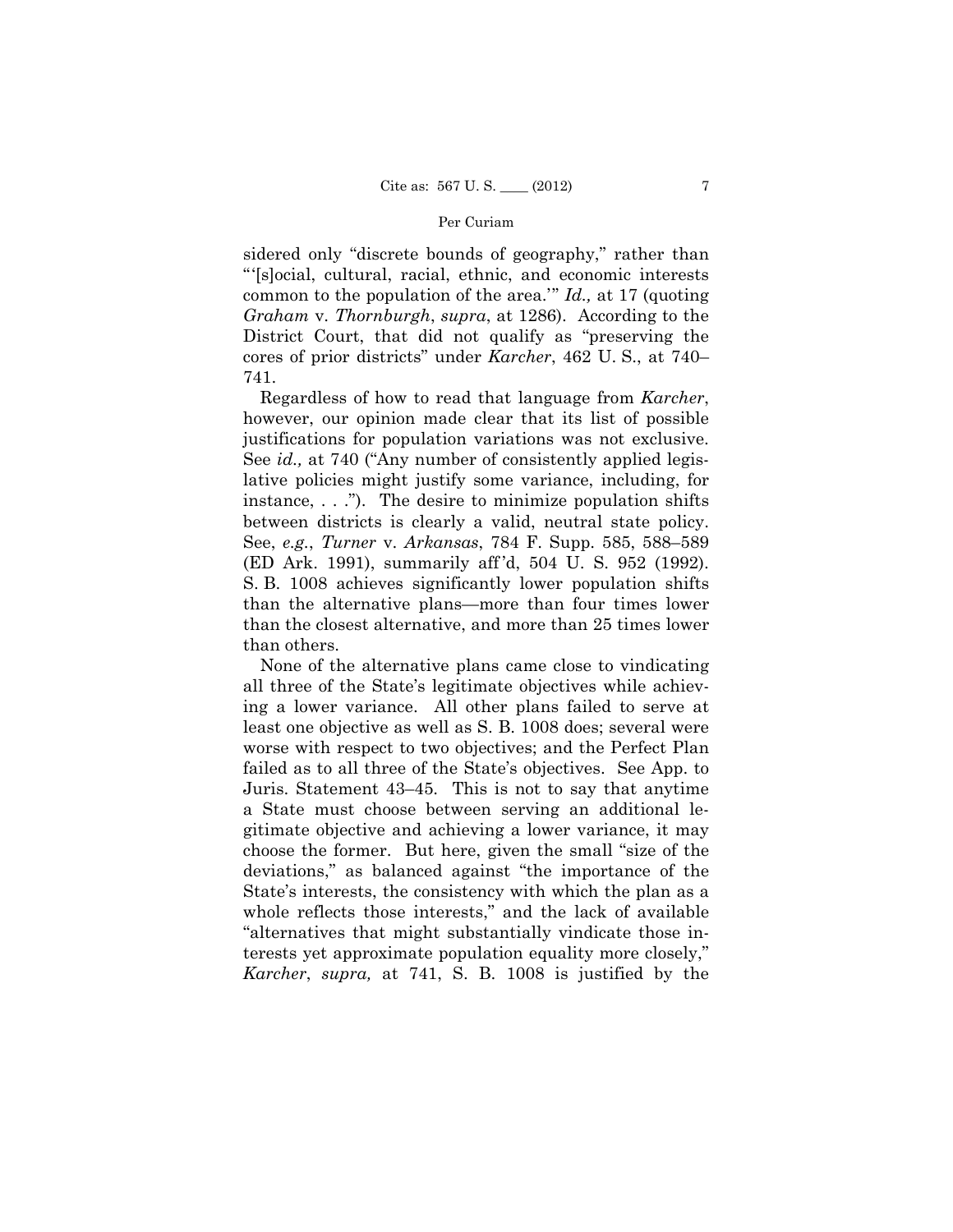sidered only "discrete bounds of geography," rather than "'[s]ocial, cultural, racial, ethnic, and economic interests common to the population of the area.'" *Id.,* at 17 (quoting *Graham* v. *Thornburgh*, *supra*, at 1286). According to the District Court, that did not qualify as "preserving the cores of prior districts" under *Karcher*, 462 U. S., at 740–741.

Regardless of how to read that language from *Karcher*, however, our opinion made clear that its list of possible justifications for population variations was not exclusive. See *id.,* at 740 ("Any number of consistently applied legislative policies might justify some variance, including, for instance, . . ."). The desire to minimize population shifts between districts is clearly a valid, neutral state policy. See, *e.g.*, *Turner* v. *Arkansas*, 784 F. Supp. 585, 588–589 (ED Ark. 1991), summarily aff'd, 504 U. S. 952 (1992). S. B. 1008 achieves significantly lower population shifts than the alternative plans—more than four times lower than the closest alternative, and more than 25 times lower than others.

None of the alternative plans came close to vindicating all three of the State's legitimate objectives while achieving a lower variance. All other plans failed to serve at least one objective as well as S. B. 1008 does; several were worse with respect to two objectives; and the Perfect Plan failed as to all three of the State's objectives. See App. to Juris. Statement 43–45. This is not to say that anytime a State must choose between serving an additional legitimate objective and achieving a lower variance, it may choose the former. But here, given the small "size of the deviations," as balanced against "the importance of the State's interests, the consistency with which the plan as a whole reflects those interests," and the lack of available "alternatives that might substantially vindicate those interests yet approximate population equality more closely," *Karcher*, *supra,* at 741, S. B. 1008 is justified by the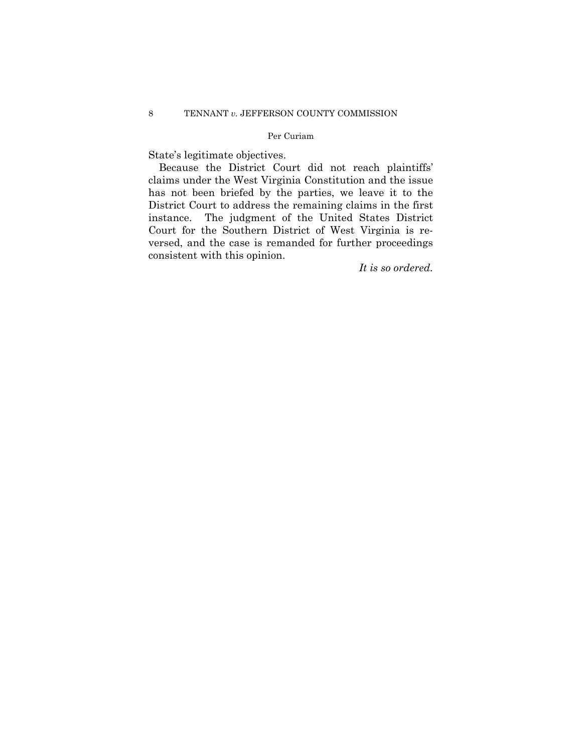State's legitimate objectives.

Because the District Court did not reach plaintiffs' claims under the West Virginia Constitution and the issue has not been briefed by the parties, we leave it to the District Court to address the remaining claims in the first instance. The judgment of the United States District Court for the Southern District of West Virginia is reversed, and the case is remanded for further proceedings consistent with this opinion.

*It is so ordered.*